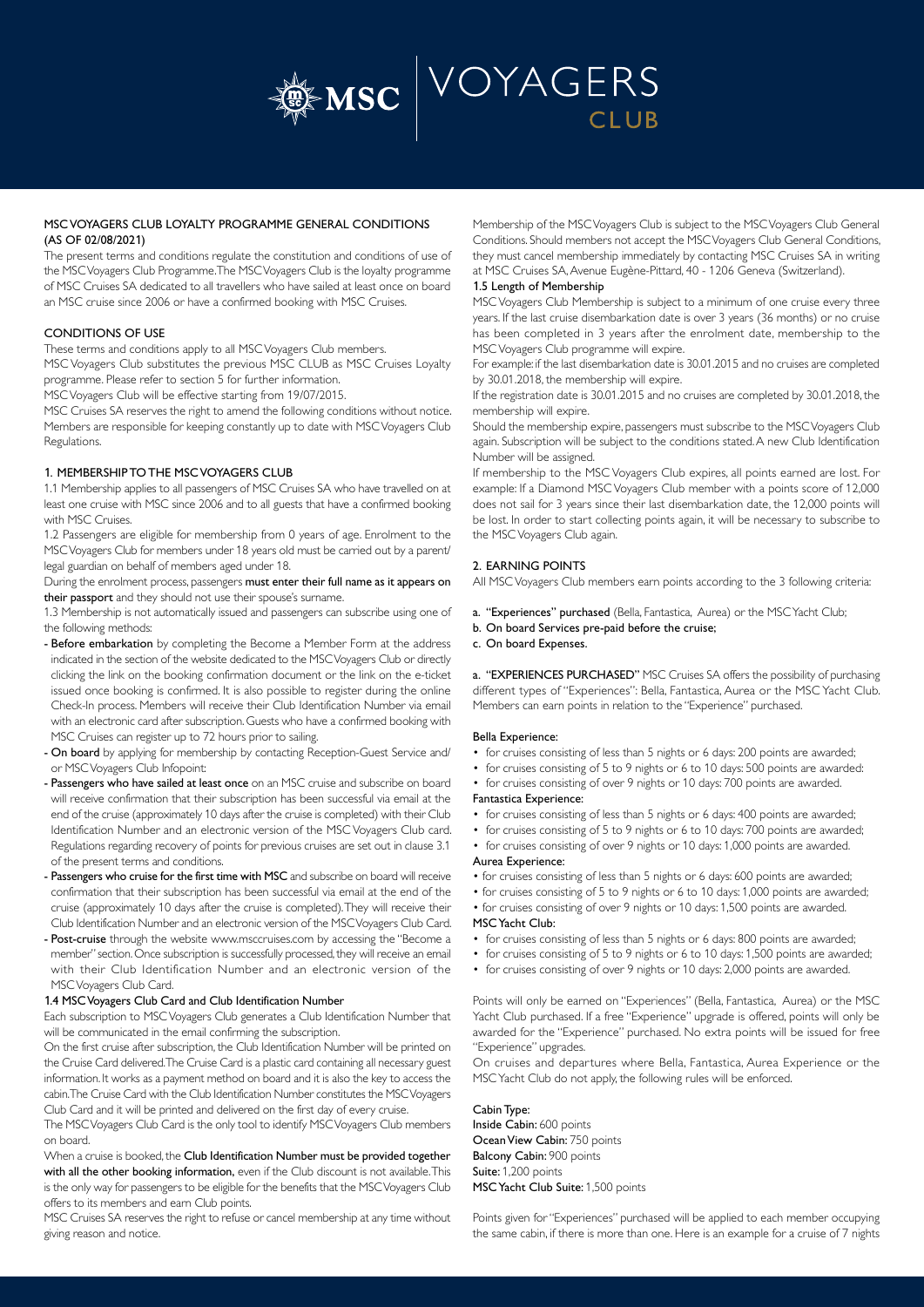# MSC VOYAGERS CLUB

## MSC VOYAGERS CLUB LOYALTY PROGRAMME GENERAL CONDITIONS (AS OF 02/08/2021)

The present terms and conditions regulate the constitution and conditions of use of the MSC Voyagers Club Programme. The MSC Voyagers Club is the loyalty programme of MSC Cruises SA dedicated to all travellers who have sailed at least once on board an MSC cruise since 2006 or have a confirmed booking with MSC Cruises.

### CONDITIONS OF USE

These terms and conditions apply to all MSC Voyagers Club members.

MSC Voyagers Club substitutes the previous MSC CLUB as MSC Cruises Loyalty programme. Please refer to section 5 for further information.

MSC Voyagers Club will be effective starting from 19/07/2015.

MSC Cruises SA reserves the right to amend the following conditions without notice. Members are responsible for keeping constantly up to date with MSC Voyagers Club Regulations.

### 1. MEMBERSHIP TO THE MSC VOYAGERS CLUB

1.1 Membership applies to all passengers of MSC Cruises SA who have travelled on at least one cruise with MSC since 2006 and to all guests that have a confirmed booking with MSC Cruises.

1.2 Passengers are eligible for membership from 0 years of age. Enrolment to the MSC Voyagers Club for members under 18 years old must be carried out by a parent/legal guardian on behalf of members aged under 18.

During the enrolment process, passengers **must enter their full name as it appears on their passport** and they should not use their spouse's surname.

1.3 Membership is not automatically issued and passengers can subscribe using one of the following methods:

- **Before embarkation** by completing the Become a Member Form at the address indicated in the section of the website dedicated to the MSC Voyagers Club or directly clicking the link on the booking confirmation document or the link on the e-ticket issued once booking is confirmed. It is also possible to register during the online Check-In process. Members will receive their Club Identification Number via email with an electronic card after subscription. Guests who have a confirmed booking with MSC Cruises can register up to 72 hours prior to sailing.
- **On board** by applying for membership by contacting Reception-Guest Service and/or MSC Voyagers Club Infopoint:
- **Passengers who have sailed at least once** on an MSC cruise and subscribe on board will receive confirmation that their subscription has been successful via email at the end of the cruise (approximately 10 days after the cruise is completed) with their Club Identification Number and an electronic version of the MSC Voyagers Club card. Regulations regarding recovery of points for previous cruises are set out in clause 3.1 of the present terms and conditions.
- **Passengers who cruise for the first time with MSC** and subscribe on board will receive confirmation that their subscription has been successful via email at the end of the cruise (approximately 10 days after the cruise is completed). They will receive their Club Identification Number and an electronic version of the MSC Voyagers Club Card.
- **Post-cruise** through the website www.msccruises.com by accessing the "Become a member" section. Once subscription is successfully processed, they will receive an email with their Club Identification Number and an electronic version of the MSC Voyagers Club Card.

#### 1.4 MSC Voyagers Club Card and Club Identification Number

Each subscription to MSC Voyagers Club generates a Club Identification Number that will be communicated in the email confirming the subscription.

On the first cruise after subscription, the Club Identification Number will be printed on the Cruise Card delivered. The Cruise Card is a plastic card containing all necessary guest information. It works as a payment method on board and it is also the key to access the cabin. The Cruise Card with the Club Identification Number constitutes the MSC Voyagers Club Card and it will be printed and delivered on the first day of every cruise.

The MSC Voyagers Club Card is the only tool to identify MSC Voyagers Club members on board.

When a cruise is booked, the **Club Identification Number must be provided together with all the other booking information,** even if the Club discount is not available. This is the only way for passengers to be eligible for the benefits that the MSC Voyagers Club offers to its members and earn Club points.

MSC Cruises SA reserves the right to refuse or cancel membership at any time without giving reason and notice.

Membership of the MSC Voyagers Club is subject to the MSC Voyagers Club General Conditions. Should members not accept the MSC Voyagers Club General Conditions, they must cancel membership immediately by contacting MSC Cruises SA in writing at MSC Cruises SA, Avenue Eugène-Pittard, 40 - 1206 Geneva (Switzerland).

#### 1.5 Length of Membership

MSC Voyagers Club Membership is subject to a minimum of one cruise every three years. If the last cruise disembarkation date is over 3 years (36 months) or no cruise has been completed in 3 years after the enrolment date, membership to the MSC Voyagers Club programme will expire.

For example: if the last disembarkation date is 30.01.2015 and no cruises are completed by 30.01.2018, the membership will expire.

If the registration date is 30.01.2015 and no cruises are completed by 30.01.2018, the membership will expire.

Should the membership expire, passengers must subscribe to the MSC Voyagers Club again. Subscription will be subject to the conditions stated. A new Club Identification Number will be assigned.

If membership to the MSC Voyagers Club expires, all points earned are lost. For example: If a Diamond MSC Voyagers Club member with a points score of 12,000 does not sail for 3 years since their last disembarkation date, the 12,000 points will be lost. In order to start collecting points again, it will be necessary to subscribe to the MSC Voyagers Club again.

### 2. EARNING POINTS

All MSC Voyagers Club members earn points according to the 3 following criteria:

a. **"Experiences" purchased** (Bella, Fantastica, Aurea) or the MSC Yacht Club;
b. **On board Services pre-paid before the cruise;**
c. **On board Expenses.**

**a. "EXPERIENCES PURCHASED"** MSC Cruises SA offers the possibility of purchasing different types of "Experiences": Bella, Fantastica, Aurea or the MSC Yacht Club. Members can earn points in relation to the "Experience" purchased.

**Bella Experience:**

- for cruises consisting of less than 5 nights or 6 days: 200 points are awarded;
- for cruises consisting of 5 to 9 nights or 6 to 10 days: 500 points are awarded:
- for cruises consisting of over 9 nights or 10 days: 700 points are awarded.

**Fantastica Experience:**

- for cruises consisting of less than 5 nights or 6 days: 400 points are awarded;
- for cruises consisting of 5 to 9 nights or 6 to 10 days: 700 points are awarded;
- for cruises consisting of over 9 nights or 10 days: 1,000 points are awarded.

**Aurea Experience:**

- for cruises consisting of less than 5 nights or 6 days: 600 points are awarded;
- for cruises consisting of 5 to 9 nights or 6 to 10 days: 1,000 points are awarded;
- for cruises consisting of over 9 nights or 10 days: 1,500 points are awarded.

**MSC Yacht Club:**

- for cruises consisting of less than 5 nights or 6 days: 800 points are awarded;
- for cruises consisting of 5 to 9 nights or 6 to 10 days: 1,500 points are awarded;
- for cruises consisting of over 9 nights or 10 days: 2,000 points are awarded.

Points will only be earned on "Experiences" (Bella, Fantastica, Aurea) or the MSC Yacht Club purchased. If a free "Experience" upgrade is offered, points will only be awarded for the "Experience" purchased. No extra points will be issued for free "Experience" upgrades.

On cruises and departures where Bella, Fantastica, Aurea Experience or the MSC Yacht Club do not apply, the following rules will be enforced.

**Cabin Type:**
**Inside Cabin:** 600 points
**Ocean View Cabin:** 750 points
**Balcony Cabin:** 900 points
**Suite:** 1,200 points
**MSC Yacht Club Suite:** 1,500 points

Points given for "Experiences" purchased will be applied to each member occupying the same cabin, if there is more than one. Here is an example for a cruise of 7 nights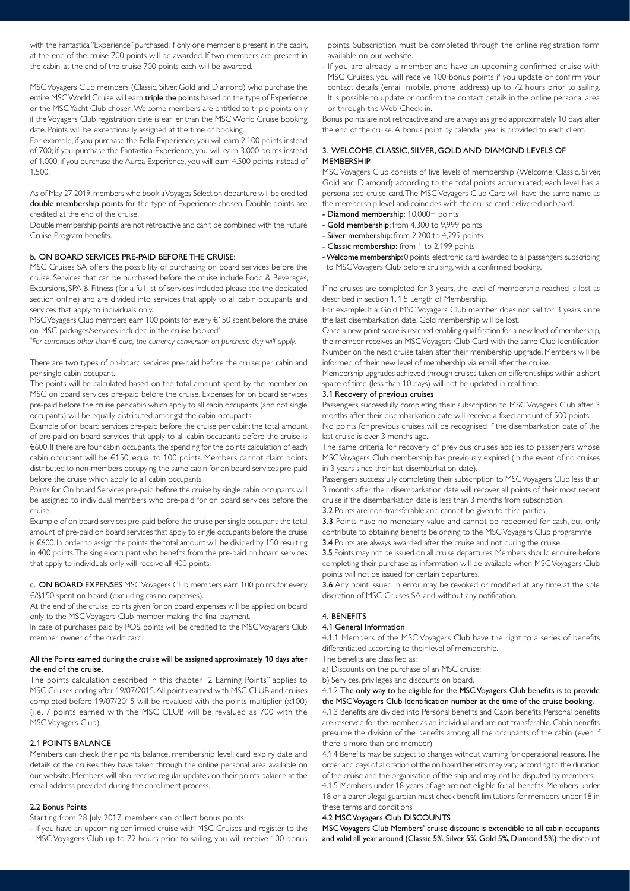with the Fantastica "Experience" purchased: if only one member is present in the cabin, at the end of the cruise 700 points will be awarded. If two members are present in the cabin, at the end of the cruise 700 points each will be awarded.

MSC Voyagers Club members (Classic, Silver, Gold and Diamond) who purchase the entire MSC World Cruise will earn **triple the points** based on the type of Experience or the MSC Yacht Club chosen. Welcome members are entitled to triple points only if the Voyagers Club registration date is earlier than the MSC World Cruise booking date. Points will be exceptionally assigned at the time of booking.

For example, if you purchase the Bella Experience, you will earn 2.100 points instead of 700; if you purchase the Fantastica Experience, you will earn 3.000 points instead of 1.000; if you purchase the Aurea Experience, you will earn 4.500 points instead of 1.500.

As of May 27 2019, members who book a Voyages Selection departure will be credited **double membership points** for the type of Experience chosen. Double points are credited at the end of the cruise.

Double membership points are not retroactive and can't be combined with the Future Cruise Program benefits.

#### b. ON BOARD SERVICES PRE-PAID BEFORE THE CRUISE:

MSC Cruises SA offers the possibility of purchasing on board services before the cruise. Services that can be purchased before the cruise include Food & Beverages, Excursions, SPA & Fitness (for a full list of services included please see the dedicated section online) and are divided into services that apply to all cabin occupants and services that apply to individuals only.

MSC Voyagers Club members earn 100 points for every €150 spent before the cruise on MSC packages/services included in the cruise booked*.

*\*For currencies other than € euro, the currency conversion on purchase day will apply.*

There are two types of on-board services pre-paid before the cruise: per cabin and per single cabin occupant.

The points will be calculated based on the total amount spent by the member on MSC on board services pre-paid before the cruise. Expenses for on board services pre-paid before the cruise per cabin which apply to all cabin occupants (and not single occupants) will be equally distributed amongst the cabin occupants.

Example of on board services pre-paid before the cruise per cabin: the total amount of pre-paid on board services that apply to all cabin occupants before the cruise is €600. If there are four cabin occupants, the spending for the points calculation of each cabin occupant will be €150, equal to 100 points. Members cannot claim points distributed to non-members occupying the same cabin for on board services pre-paid before the cruise which apply to all cabin occupants.

Points for On board Services pre-paid before the cruise by single cabin occupants will be assigned to individual members who pre-paid for on board services before the cruise.

Example of on board services pre-paid before the cruise per single occupant: the total amount of pre-paid on board services that apply to single occupants before the cruise is €600. In order to assign the points, the total amount will be divided by 150 resulting in 400 points. The single occupant who benefits from the pre-paid on board services that apply to individuals only will receive all 400 points.

**c. ON BOARD EXPENSES** MSC Voyagers Club members earn 100 points for every €/$150 spent on board (excluding casino expenses).

At the end of the cruise, points given for on board expenses will be applied on board only to the MSC Voyagers Club member making the final payment.

In case of purchases paid by POS, points will be credited to the MSC Voyagers Club member owner of the credit card.

**All the Points earned during the cruise will be assigned approximately 10 days after the end of the cruise.**

The points calculation described in this chapter "2 Earning Points" applies to MSC Cruises ending after 19/07/2015. All points earned with MSC CLUB and cruises completed before 19/07/2015 will be revalued with the points multiplier (x100) (i.e. 7 points earned with the MSC CLUB will be revalued as 700 with the MSC Voyagers Club).

### 2.1 POINTS BALANCE

Members can check their points balance, membership level, card expiry date and details of the cruises they have taken through the online personal area available on our website. Members will also receive regular updates on their points balance at the email address provided during the enrollment process.

### 2.2 Bonus Points

Starting from 28 July 2017, members can collect bonus points.

- If you have an upcoming confirmed cruise with MSC Cruises and register to the MSC Voyagers Club up to 72 hours prior to sailing, you will receive 100 bonus points. Subscription must be completed through the online registration form available on our website.
- If you are already a member and have an upcoming confirmed cruise with MSC Cruises, you will receive 100 bonus points if you update or confirm your contact details (email, mobile, phone, address) up to 72 hours prior to sailing. It is possible to update or confirm the contact details in the online personal area or through the Web Check-in.

Bonus points are not retroactive and are always assigned approximately 10 days after the end of the cruise. A bonus point by calendar year is provided to each client.

## 3. WELCOME, CLASSIC, SILVER, GOLD AND DIAMOND LEVELS OF MEMBERSHIP

MSC Voyagers Club consists of five levels of membership (Welcome, Classic, Silver, Gold and Diamond) according to the total points accumulated; each level has a personalised cruise card. The MSC Voyagers Club Card will have the same name as the membership level and coincides with the cruise card delivered onboard.

- **Diamond membership:** 10,000+ points
- **Gold membership:** from 4,300 to 9,999 points
- **Silver membership:** from 2,200 to 4,299 points
- **Classic membership:** from 1 to 2,199 points
- **Welcome membership:** 0 points; electronic card awarded to all passengers subscribing to MSC Voyagers Club before cruising, with a confirmed booking.

If no cruises are completed for 3 years, the level of membership reached is lost as described in section 1, 1.5 Length of Membership.

For example: If a Gold MSC Voyagers Club member does not sail for 3 years since the last disembarkation date, Gold membership will be lost.

Once a new point score is reached enabling qualification for a new level of membership, the member receives an MSC Voyagers Club Card with the same Club Identification Number on the next cruise taken after their membership upgrade. Members will be informed of their new level of membership via email after the cruise.

Membership upgrades achieved through cruises taken on different ships within a short space of time (less than 10 days) will not be updated in real time.

### 3.1 Recovery of previous cruises

Passengers successfully completing their subscription to MSC Voyagers Club after 3 months after their disembarkation date will receive a fixed amount of 500 points.

No points for previous cruises will be recognised if the disembarkation date of the last cruise is over 3 months ago.

The same criteria for recovery of previous cruises applies to passengers whose MSC Voyagers Club membership has previously expired (in the event of no cruises in 3 years since their last disembarkation date).

Passengers successfully completing their subscription to MSC Voyagers Club less than 3 months after their disembarkation date will recover all points of their most recent cruise if the disembarkation date is less than 3 months from subscription.

**3.2** Points are non-transferable and cannot be given to third parties.

**3.3** Points have no monetary value and cannot be redeemed for cash, but only contribute to obtaining benefits belonging to the MSC Voyagers Club programme.

**3.4** Points are always awarded after the cruise and not during the cruise.

**3.5** Points may not be issued on all cruise departures. Members should enquire before completing their purchase as information will be available when MSC Voyagers Club points will not be issued for certain departures.

**3.6** Any point issued in error may be revoked or modified at any time at the sole discretion of MSC Cruises SA and without any notification.

## 4. BENEFITS

### 4.1 General Information

4.1.1 Members of the MSC Voyagers Club have the right to a series of benefits differentiated according to their level of membership.

The benefits are classified as:

a) Discounts on the purchase of an MSC cruise;

b) Services, privileges and discounts on board.

4.1.2 **The only way to be eligible for the MSC Voyagers Club benefits is to provide the MSC Voyagers Club Identification number at the time of the cruise booking.**

4.1.3 Benefits are divided into Personal benefits and Cabin benefits. Personal benefits are reserved for the member as an individual and are not transferable. Cabin benefits presume the division of the benefits among all the occupants of the cabin (even if there is more than one member).

4.1.4 Benefits may be subject to changes without warning for operational reasons. The order and days of allocation of the on board benefits may vary according to the duration of the cruise and the organisation of the ship and may not be disputed by members.

4.1.5 Members under 18 years of age are not eligible for all benefits. Members under 18 or a parent/legal guardian must check benefit limitations for members under 18 in these terms and conditions.

### 4.2 MSC Voyagers Club DISCOUNTS

**MSC Voyagers Club Members' cruise discount is extendible to all cabin occupants and valid all year around (Classic 5%, Silver 5%, Gold 5%, Diamond 5%):** the discount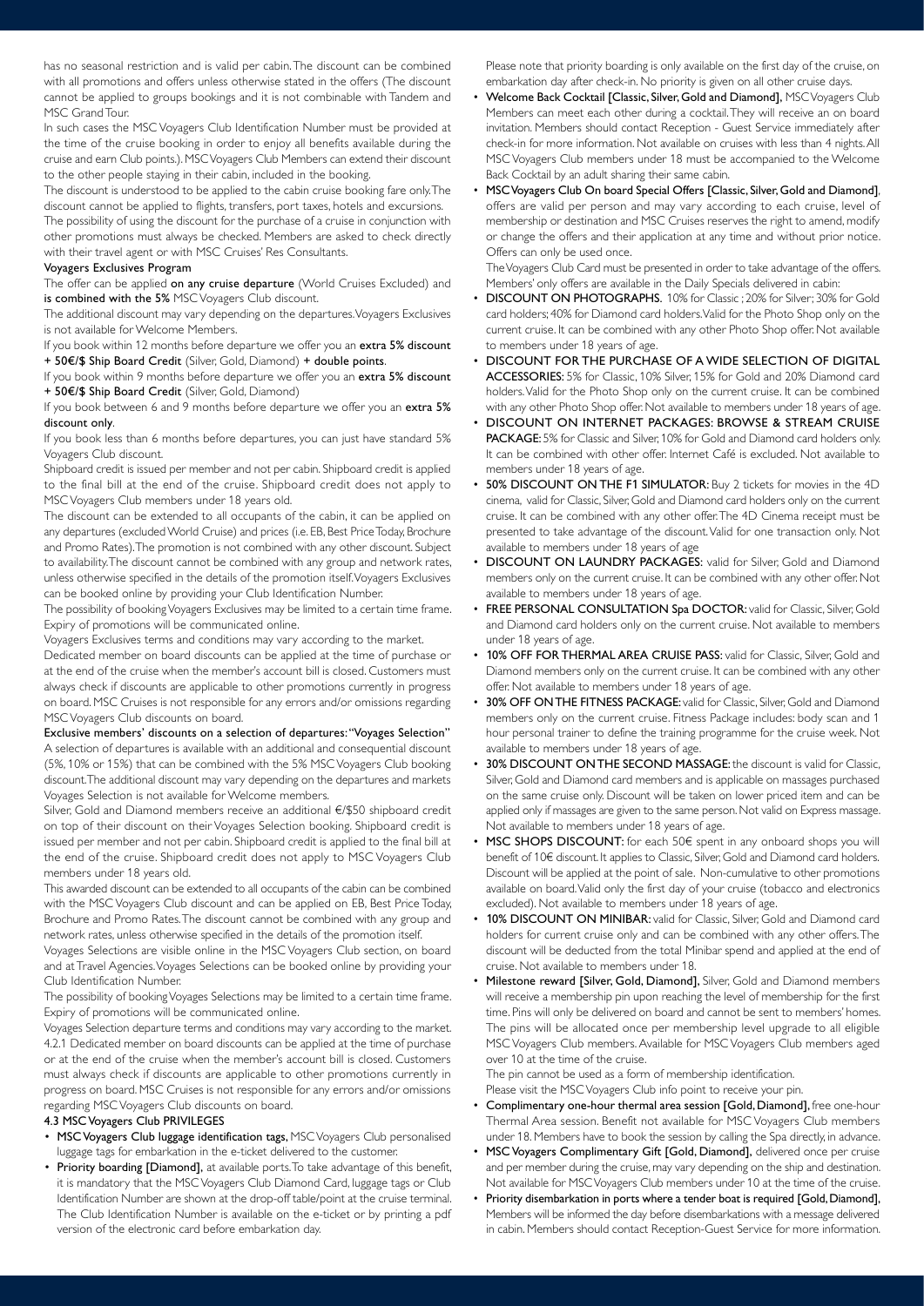has no seasonal restriction and is valid per cabin. The discount can be combined with all promotions and offers unless otherwise stated in the offers (The discount cannot be applied to groups bookings and it is not combinable with Tandem and MSC Grand Tour.

In such cases the MSC Voyagers Club Identification Number must be provided at the time of the cruise booking in order to enjoy all benefits available during the cruise and earn Club points.). MSC Voyagers Club Members can extend their discount to the other people staying in their cabin, included in the booking.

The discount is understood to be applied to the cabin cruise booking fare only. The discount cannot be applied to flights, transfers, port taxes, hotels and excursions.

The possibility of using the discount for the purchase of a cruise in conjunction with other promotions must always be checked. Members are asked to check directly with their travel agent or with MSC Cruises' Res Consultants.

**Voyagers Exclusives Program**

The offer can be applied **on any cruise departure** (World Cruises Excluded) and **is combined with the 5%** MSC Voyagers Club discount.

The additional discount may vary depending on the departures. Voyagers Exclusives is not available for Welcome Members.

If you book within 12 months before departure we offer you an **extra 5% discount + 50€/$ Ship Board Credit** (Silver, Gold, Diamond) **+ double points**.

If you book within 9 months before departure we offer you an **extra 5% discount + 50€/$ Ship Board Credit** (Silver, Gold, Diamond)

If you book between 6 and 9 months before departure we offer you an **extra 5% discount only**.

If you book less than 6 months before departures, you can just have standard 5% Voyagers Club discount.

Shipboard credit is issued per member and not per cabin. Shipboard credit is applied to the final bill at the end of the cruise. Shipboard credit does not apply to MSC Voyagers Club members under 18 years old.

The discount can be extended to all occupants of the cabin, it can be applied on any departures (excluded World Cruise) and prices (i.e. EB, Best Price Today, Brochure and Promo Rates). The promotion is not combined with any other discount. Subject to availability. The discount cannot be combined with any group and network rates, unless otherwise specified in the details of the promotion itself. Voyagers Exclusives can be booked online by providing your Club Identification Number.

The possibility of booking Voyagers Exclusives may be limited to a certain time frame. Expiry of promotions will be communicated online.

Voyagers Exclusives terms and conditions may vary according to the market.

Dedicated member on board discounts can be applied at the time of purchase or at the end of the cruise when the member's account bill is closed. Customers must always check if discounts are applicable to other promotions currently in progress on board. MSC Cruises is not responsible for any errors and/or omissions regarding MSC Voyagers Club discounts on board.

**Exclusive members' discounts on a selection of departures: "Voyages Selection"**

A selection of departures is available with an additional and consequential discount (5%, 10% or 15%) that can be combined with the 5% MSC Voyagers Club booking discount. The additional discount may vary depending on the departures and markets Voyages Selection is not available for Welcome members.

Silver, Gold and Diamond members receive an additional €/$50 shipboard credit on top of their discount on their Voyages Selection booking. Shipboard credit is issued per member and not per cabin. Shipboard credit is applied to the final bill at the end of the cruise. Shipboard credit does not apply to MSC Voyagers Club members under 18 years old.

This awarded discount can be extended to all occupants of the cabin can be combined with the MSC Voyagers Club discount and can be applied on EB, Best Price Today, Brochure and Promo Rates. The discount cannot be combined with any group and network rates, unless otherwise specified in the details of the promotion itself.

Voyages Selections are visible online in the MSC Voyagers Club section, on board and at Travel Agencies. Voyages Selections can be booked online by providing your Club Identification Number.

The possibility of booking Voyages Selections may be limited to a certain time frame. Expiry of promotions will be communicated online.

Voyages Selection departure terms and conditions may vary according to the market.

4.2.1 Dedicated member on board discounts can be applied at the time of purchase or at the end of the cruise when the member's account bill is closed. Customers must always check if discounts are applicable to other promotions currently in progress on board. MSC Cruises is not responsible for any errors and/or omissions regarding MSC Voyagers Club discounts on board.

### 4.3 MSC Voyagers Club PRIVILEGES

- **MSC Voyagers Club luggage identification tags,** MSC Voyagers Club personalised luggage tags for embarkation in the e-ticket delivered to the customer.
- **Priority boarding [Diamond],** at available ports. To take advantage of this benefit, it is mandatory that the MSC Voyagers Club Diamond Card, luggage tags or Club Identification Number are shown at the drop-off table/point at the cruise terminal. The Club Identification Number is available on the e-ticket or by printing a pdf version of the electronic card before embarkation day.

  Please note that priority boarding is only available on the first day of the cruise, on embarkation day after check-in. No priority is given on all other cruise days.
- **Welcome Back Cocktail [Classic, Silver, Gold and Diamond],** MSC Voyagers Club Members can meet each other during a cocktail. They will receive an on board invitation. Members should contact Reception - Guest Service immediately after check-in for more information. Not available on cruises with less than 4 nights. All MSC Voyagers Club members under 18 must be accompanied to the Welcome Back Cocktail by an adult sharing their same cabin.
- **MSC Voyagers Club On board Special Offers [Classic, Silver, Gold and Diamond]**, offers are valid per person and may vary according to each cruise, level of membership or destination and MSC Cruises reserves the right to amend, modify or change the offers and their application at any time and without prior notice. Offers can only be used once.

  The Voyagers Club Card must be presented in order to take advantage of the offers. Members' only offers are available in the Daily Specials delivered in cabin:
- **DISCOUNT ON PHOTOGRAPHS.** 10% for Classic ; 20% for Silver; 30% for Gold card holders; 40% for Diamond card holders. Valid for the Photo Shop only on the current cruise. It can be combined with any other Photo Shop offer. Not available to members under 18 years of age.
- **DISCOUNT FOR THE PURCHASE OF A WIDE SELECTION OF DIGITAL ACCESSORIES:** 5% for Classic, 10% Silver, 15% for Gold and 20% Diamond card holders. Valid for the Photo Shop only on the current cruise. It can be combined with any other Photo Shop offer. Not available to members under 18 years of age.
- **DISCOUNT ON INTERNET PACKAGES: BROWSE & STREAM CRUISE PACKAGE:** 5% for Classic and Silver, 10% for Gold and Diamond card holders only. It can be combined with other offer. Internet Café is excluded. Not available to members under 18 years of age.
- **50% DISCOUNT ON THE F1 SIMULATOR:** Buy 2 tickets for movies in the 4D cinema, valid for Classic, Silver, Gold and Diamond card holders only on the current cruise. It can be combined with any other offer. The 4D Cinema receipt must be presented to take advantage of the discount. Valid for one transaction only. Not available to members under 18 years of age
- **DISCOUNT ON LAUNDRY PACKAGES:** valid for Silver, Gold and Diamond members only on the current cruise. It can be combined with any other offer. Not available to members under 18 years of age.
- **FREE PERSONAL CONSULTATION Spa DOCTOR:** valid for Classic, Silver, Gold and Diamond card holders only on the current cruise. Not available to members under 18 years of age.
- **10% OFF FOR THERMAL AREA CRUISE PASS:** valid for Classic, Silver, Gold and Diamond members only on the current cruise. It can be combined with any other offer. Not available to members under 18 years of age.
- **30% OFF ON THE FITNESS PACKAGE:** valid for Classic, Silver, Gold and Diamond members only on the current cruise. Fitness Package includes: body scan and 1 hour personal trainer to define the training programme for the cruise week. Not available to members under 18 years of age.
- **30% DISCOUNT ON THE SECOND MASSAGE:** the discount is valid for Classic, Silver, Gold and Diamond card members and is applicable on massages purchased on the same cruise only. Discount will be taken on lower priced item and can be applied only if massages are given to the same person. Not valid on Express massage. Not available to members under 18 years of age.
- **MSC SHOPS DISCOUNT:** for each 50€ spent in any onboard shops you will benefit of 10€ discount. It applies to Classic, Silver, Gold and Diamond card holders. Discount will be applied at the point of sale. Non-cumulative to other promotions available on board. Valid only the first day of your cruise (tobacco and electronics excluded). Not available to members under 18 years of age.
- **10% DISCOUNT ON MINIBAR:** valid for Classic, Silver, Gold and Diamond card holders for current cruise only and can be combined with any other offers. The discount will be deducted from the total Minibar spend and applied at the end of cruise. Not available to members under 18.
- **Milestone reward [Silver, Gold, Diamond],** Silver, Gold and Diamond members will receive a membership pin upon reaching the level of membership for the first time. Pins will only be delivered on board and cannot be sent to members' homes. The pins will be allocated once per membership level upgrade to all eligible MSC Voyagers Club members. Available for MSC Voyagers Club members aged over 10 at the time of the cruise.

  The pin cannot be used as a form of membership identification.

  Please visit the MSC Voyagers Club info point to receive your pin.
- **Complimentary one-hour thermal area session [Gold, Diamond],** free one-hour Thermal Area session. Benefit not available for MSC Voyagers Club members under 18. Members have to book the session by calling the Spa directly, in advance.
- **MSC Voyagers Complimentary Gift [Gold, Diamond],** delivered once per cruise and per member during the cruise, may vary depending on the ship and destination. Not available for MSC Voyagers Club members under 10 at the time of the cruise.
- **Priority disembarkation in ports where a tender boat is required [Gold, Diamond],** Members will be informed the day before disembarkations with a message delivered in cabin. Members should contact Reception-Guest Service for more information.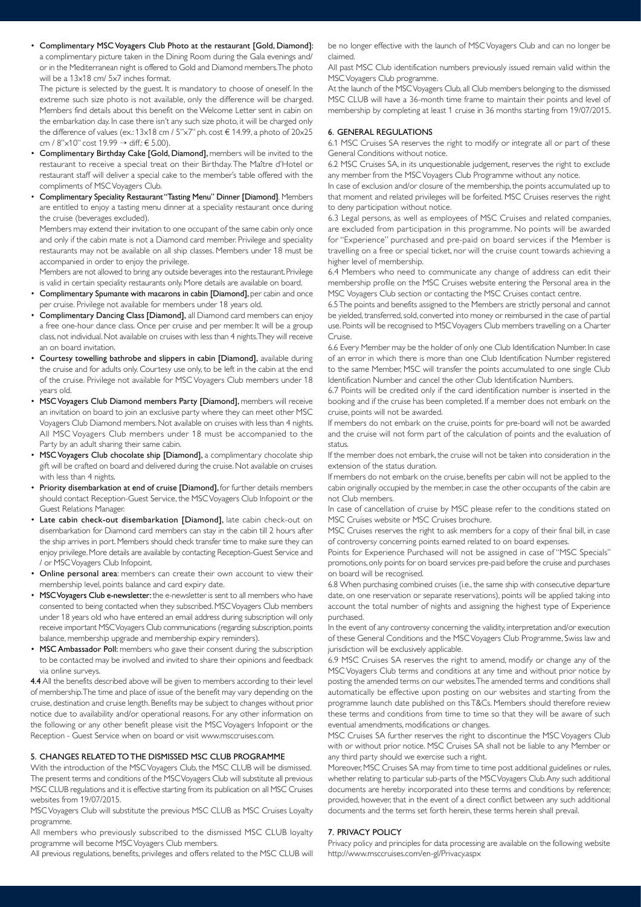- **Complimentary MSC Voyagers Club Photo at the restaurant [Gold, Diamond]:** a complimentary picture taken in the Dining Room during the Gala evenings and/ or in the Mediterranean night is offered to Gold and Diamond members. The photo will be a 13x18 cm/ 5x7 inches format.

  The picture is selected by the guest. It is mandatory to choose of oneself. In the extreme such size photo is not available, only the difference will be charged. Members find details about this benefit on the Welcome Letter sent in cabin on the embarkation day. In case there isn't any such size photo, it will be charged only the difference of values (ex.: 13x18 cm / 5''x7'' ph. cost € 14.99, a photo of 20x25 cm / 8''x10'' cost 19.99 → diff.: € 5.00).
- **Complimentary Birthday Cake [Gold, Diamond],** members will be invited to the restaurant to receive a special treat on their Birthday. The Maître d'Hotel or restaurant staff will deliver a special cake to the member's table offered with the compliments of MSC Voyagers Club.
- **Complimentary Speciality Restaurant "Tasting Menu" Dinner [Diamond].** Members are entitled to enjoy a tasting menu dinner at a speciality restaurant once during the cruise (beverages excluded).

  Members may extend their invitation to one occupant of the same cabin only once and only if the cabin mate is not a Diamond card member. Privilege and speciality restaurants may not be available on all ship classes. Members under 18 must be accompanied in order to enjoy the privilege.

  Members are not allowed to bring any outside beverages into the restaurant. Privilege is valid in certain speciality restaurants only. More details are available on board.
- **Complimentary Spumante with macarons in cabin [Diamond],** per cabin and once per cruise. Privilege not available for members under 18 years old.
- **Complimentary Dancing Class [Diamond],** all Diamond card members can enjoy a free one-hour dance class. Once per cruise and per member. It will be a group class, not individual. Not available on cruises with less than 4 nights. They will receive an on board invitation.
- **Courtesy towelling bathrobe and slippers in cabin [Diamond],** available during the cruise and for adults only. Courtesy use only, to be left in the cabin at the end of the cruise. Privilege not available for MSC Voyagers Club members under 18 years old.
- **MSC Voyagers Club Diamond members Party [Diamond],** members will receive an invitation on board to join an exclusive party where they can meet other MSC Voyagers Club Diamond members. Not available on cruises with less than 4 nights. All MSC Voyagers Club members under 18 must be accompanied to the Party by an adult sharing their same cabin.
- **MSC Voyagers Club chocolate ship [Diamond],** a complimentary chocolate ship gift will be crafted on board and delivered during the cruise. Not available on cruises with less than 4 nights.
- **Priority disembarkation at end of cruise [Diamond],** for further details members should contact Reception-Guest Service, the MSC Voyagers Club Infopoint or the Guest Relations Manager.
- **Late cabin check-out disembarkation [Diamond],** late cabin check-out on disembarkation for Diamond card members can stay in the cabin till 2 hours after the ship arrives in port. Members should check transfer time to make sure they can enjoy privilege. More details are available by contacting Reception-Guest Service and / or MSC Voyagers Club Infopoint.
- **Online personal area**: members can create their own account to view their membership level, points balance and card expiry date.
- **MSC Voyagers Club e-newsletter:** the e-newsletter is sent to all members who have consented to being contacted when they subscribed. MSC Voyagers Club members under 18 years old who have entered an email address during subscription will only receive important MSC Voyagers Club communications (regarding subscription, points balance, membership upgrade and membership expiry reminders).
- **MSC Ambassador Poll:** members who gave their consent during the subscription to be contacted may be involved and invited to share their opinions and feedback via online surveys.

**4.4** All the benefits described above will be given to members according to their level of membership. The time and place of issue of the benefit may vary depending on the cruise, destination and cruise length. Benefits may be subject to changes without prior notice due to availability and/or operational reasons. For any other information on the following or any other benefit please visit the MSC Voyagers Infopoint or the Reception - Guest Service when on board or visit www.msccruises.com.

## 5. CHANGES RELATED TO THE DISMISSED MSC CLUB PROGRAMME

With the introduction of the MSC Voyagers Club, the MSC CLUB will be dismissed. The present terms and conditions of the MSC Voyagers Club will substitute all previous MSC CLUB regulations and it is effective starting from its publication on all MSC Cruises websites from 19/07/2015.

MSC Voyagers Club will substitute the previous MSC CLUB as MSC Cruises Loyalty programme.

All members who previously subscribed to the dismissed MSC CLUB loyalty programme will become MSC Voyagers Club members.

All previous regulations, benefits, privileges and offers related to the MSC CLUB will be no longer effective with the launch of MSC Voyagers Club and can no longer be claimed.

All past MSC Club identification numbers previously issued remain valid within the MSC Voyagers Club programme.

At the launch of the MSC Voyagers Club, all Club members belonging to the dismissed MSC CLUB will have a 36-month time frame to maintain their points and level of membership by completing at least 1 cruise in 36 months starting from 19/07/2015.

## 6. GENERAL REGULATIONS

6.1 MSC Cruises SA reserves the right to modify or integrate all or part of these General Conditions without notice.

6.2 MSC Cruises SA, in its unquestionable judgement, reserves the right to exclude any member from the MSC Voyagers Club Programme without any notice.

In case of exclusion and/or closure of the membership, the points accumulated up to that moment and related privileges will be forfeited. MSC Cruises reserves the right to deny participation without notice.

6.3 Legal persons, as well as employees of MSC Cruises and related companies, are excluded from participation in this programme. No points will be awarded for "Experience" purchased and pre-paid on board services if the Member is travelling on a free or special ticket, nor will the cruise count towards achieving a higher level of membership.

6.4 Members who need to communicate any change of address can edit their membership profile on the MSC Cruises website entering the Personal area in the MSC Voyagers Club section or contacting the MSC Cruises contact centre.

6.5 The points and benefits assigned to the Members are strictly personal and cannot be yielded, transferred, sold, converted into money or reimbursed in the case of partial use. Points will be recognised to MSC Voyagers Club members travelling on a Charter Cruise.

6.6 Every Member may be the holder of only one Club Identification Number. In case of an error in which there is more than one Club Identification Number registered to the same Member, MSC will transfer the points accumulated to one single Club Identification Number and cancel the other Club Identification Numbers.

6.7 Points will be credited only if the card identification number is inserted in the booking and if the cruise has been completed. If a member does not embark on the cruise, points will not be awarded.

If members do not embark on the cruise, points for pre-board will not be awarded and the cruise will not form part of the calculation of points and the evaluation of status.

If the member does not embark, the cruise will not be taken into consideration in the extension of the status duration.

If members do not embark on the cruise, benefits per cabin will not be applied to the cabin originally occupied by the member, in case the other occupants of the cabin are not Club members.

In case of cancellation of cruise by MSC please refer to the conditions stated on MSC Cruises website or MSC Cruises brochure.

MSC Cruises reserves the right to ask members for a copy of their final bill, in case of controversy concerning points earned related to on board expenses.

Points for Experience Purchased will not be assigned in case of "MSC Specials" promotions, only points for on board services pre-paid before the cruise and purchases on board will be recognised.

6.8 When purchasing combined cruises (i.e., the same ship with consecutive departure date, on one reservation or separate reservations), points will be applied taking into account the total number of nights and assigning the highest type of Experience purchased.

In the event of any controversy concerning the validity, interpretation and/or execution of these General Conditions and the MSC Voyagers Club Programme, Swiss law and jurisdiction will be exclusively applicable.

6.9 MSC Cruises SA reserves the right to amend, modify or change any of the MSC Voyagers Club terms and conditions at any time and without prior notice by posting the amended terms on our websites. The amended terms and conditions shall automatically be effective upon posting on our websites and starting from the programme launch date published on this T&Cs. Members should therefore review these terms and conditions from time to time so that they will be aware of such eventual amendments, modifications or changes.

MSC Cruises SA further reserves the right to discontinue the MSC Voyagers Club with or without prior notice. MSC Cruises SA shall not be liable to any Member or any third party should we exercise such a right.

Moreover, MSC Cruises SA may from time to time post additional guidelines or rules, whether relating to particular sub-parts of the MSC Voyagers Club. Any such additional documents are hereby incorporated into these terms and conditions by reference; provided, however, that in the event of a direct conflict between any such additional documents and the terms set forth herein, these terms herein shall prevail.

## 7. PRIVACY POLICY

Privacy policy and principles for data processing are available on the following website http://www.msccruises.com/en-gl/Privacy.aspx